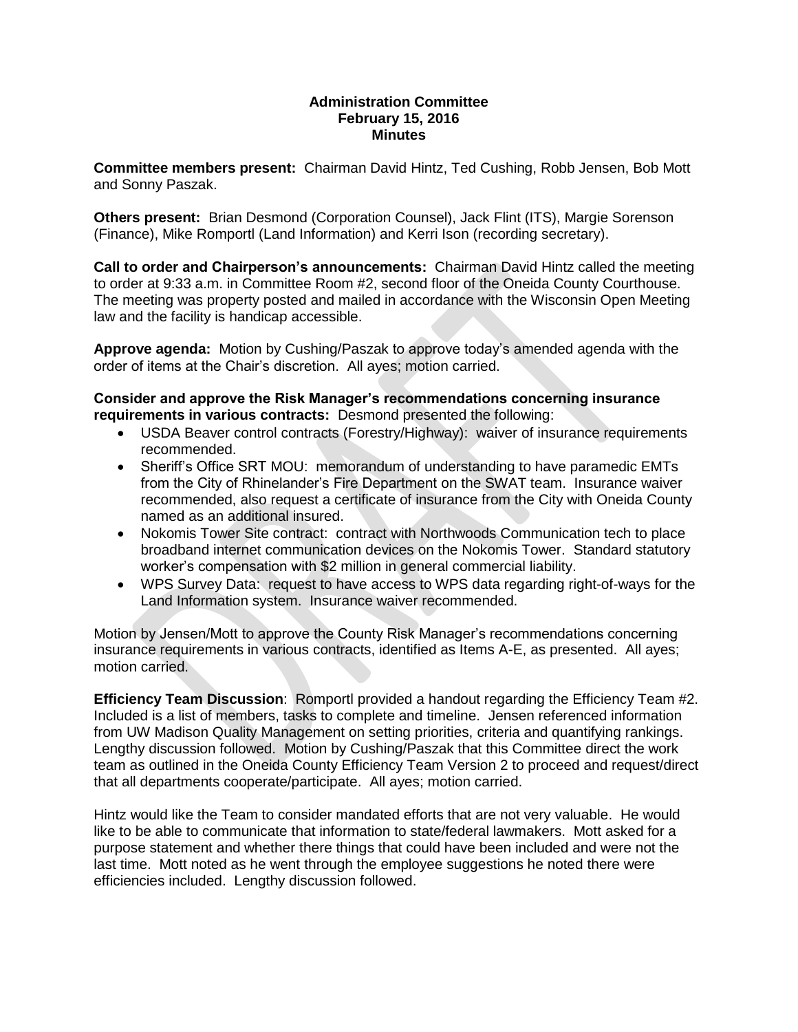**Administration Committee**
**February 15, 2016**
**Minutes**

**Committee members present:** Chairman David Hintz, Ted Cushing, Robb Jensen, Bob Mott and Sonny Paszak.

**Others present:** Brian Desmond (Corporation Counsel), Jack Flint (ITS), Margie Sorenson (Finance), Mike Romportl (Land Information) and Kerri Ison (recording secretary).

**Call to order and Chairperson's announcements:** Chairman David Hintz called the meeting to order at 9:33 a.m. in Committee Room #2, second floor of the Oneida County Courthouse. The meeting was property posted and mailed in accordance with the Wisconsin Open Meeting law and the facility is handicap accessible.

**Approve agenda:** Motion by Cushing/Paszak to approve today's amended agenda with the order of items at the Chair's discretion. All ayes; motion carried.

**Consider and approve the Risk Manager's recommendations concerning insurance requirements in various contracts:** Desmond presented the following:

- USDA Beaver control contracts (Forestry/Highway): waiver of insurance requirements recommended.
- Sheriff's Office SRT MOU: memorandum of understanding to have paramedic EMTs from the City of Rhinelander's Fire Department on the SWAT team. Insurance waiver recommended, also request a certificate of insurance from the City with Oneida County named as an additional insured.
- Nokomis Tower Site contract: contract with Northwoods Communication tech to place broadband internet communication devices on the Nokomis Tower. Standard statutory worker's compensation with $2 million in general commercial liability.
- WPS Survey Data: request to have access to WPS data regarding right-of-ways for the Land Information system. Insurance waiver recommended.

Motion by Jensen/Mott to approve the County Risk Manager's recommendations concerning insurance requirements in various contracts, identified as Items A-E, as presented. All ayes; motion carried.

**Efficiency Team Discussion**: Romportl provided a handout regarding the Efficiency Team #2. Included is a list of members, tasks to complete and timeline. Jensen referenced information from UW Madison Quality Management on setting priorities, criteria and quantifying rankings. Lengthy discussion followed. Motion by Cushing/Paszak that this Committee direct the work team as outlined in the Oneida County Efficiency Team Version 2 to proceed and request/direct that all departments cooperate/participate. All ayes; motion carried.

Hintz would like the Team to consider mandated efforts that are not very valuable. He would like to be able to communicate that information to state/federal lawmakers. Mott asked for a purpose statement and whether there things that could have been included and were not the last time. Mott noted as he went through the employee suggestions he noted there were efficiencies included. Lengthy discussion followed.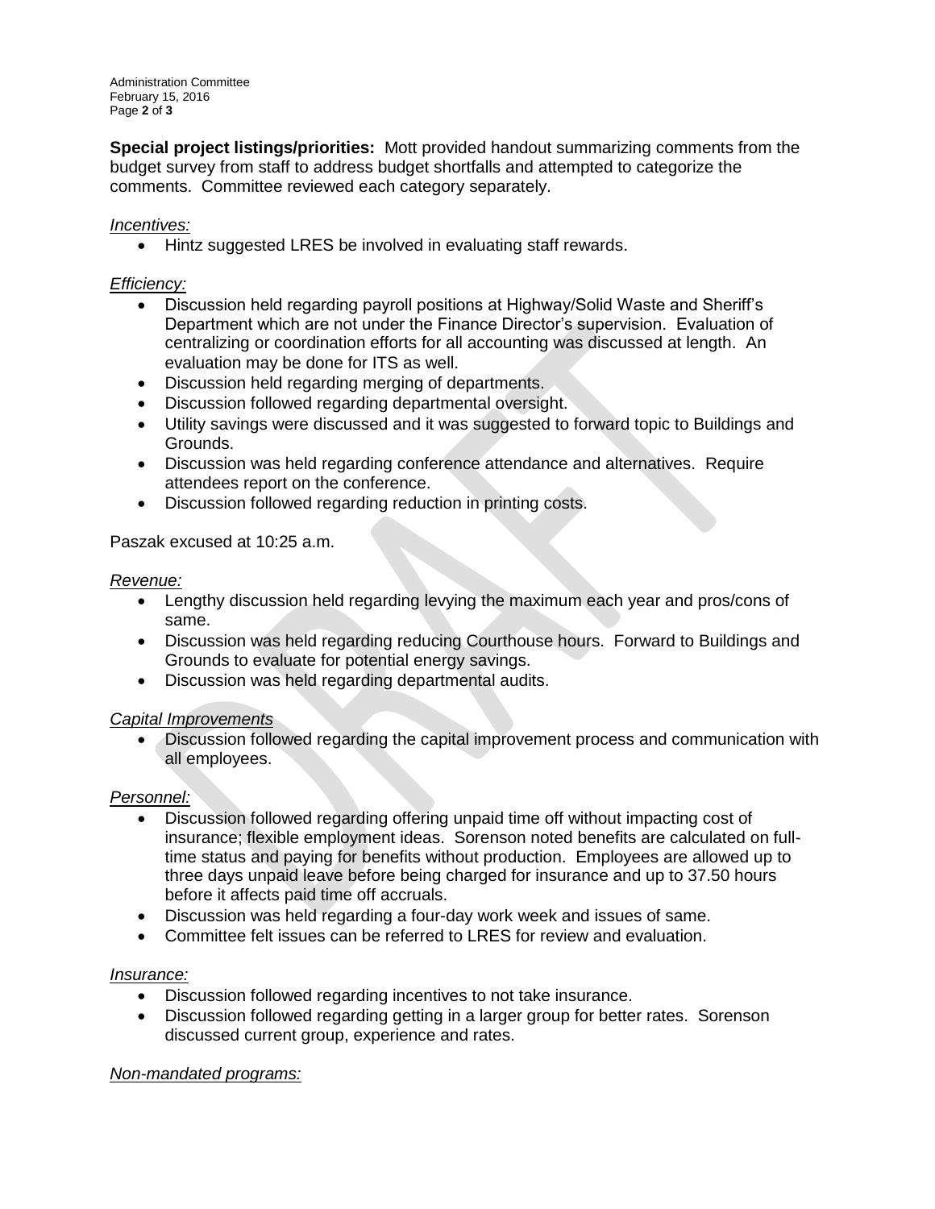**Special project listings/priorities:** Mott provided handout summarizing comments from the budget survey from staff to address budget shortfalls and attempted to categorize the comments. Committee reviewed each category separately.

*Incentives:*

- Hintz suggested LRES be involved in evaluating staff rewards.

*Efficiency:*

- Discussion held regarding payroll positions at Highway/Solid Waste and Sheriff's Department which are not under the Finance Director's supervision. Evaluation of centralizing or coordination efforts for all accounting was discussed at length. An evaluation may be done for ITS as well.
- Discussion held regarding merging of departments.
- Discussion followed regarding departmental oversight.
- Utility savings were discussed and it was suggested to forward topic to Buildings and Grounds.
- Discussion was held regarding conference attendance and alternatives. Require attendees report on the conference.
- Discussion followed regarding reduction in printing costs.

Paszak excused at 10:25 a.m.

*Revenue:*

- Lengthy discussion held regarding levying the maximum each year and pros/cons of same.
- Discussion was held regarding reducing Courthouse hours. Forward to Buildings and Grounds to evaluate for potential energy savings.
- Discussion was held regarding departmental audits.

*Capital Improvements*

- Discussion followed regarding the capital improvement process and communication with all employees.

*Personnel:*

- Discussion followed regarding offering unpaid time off without impacting cost of insurance; flexible employment ideas. Sorenson noted benefits are calculated on full-time status and paying for benefits without production. Employees are allowed up to three days unpaid leave before being charged for insurance and up to 37.50 hours before it affects paid time off accruals.
- Discussion was held regarding a four-day work week and issues of same.
- Committee felt issues can be referred to LRES for review and evaluation.

*Insurance:*

- Discussion followed regarding incentives to not take insurance.
- Discussion followed regarding getting in a larger group for better rates. Sorenson discussed current group, experience and rates.

*Non-mandated programs:*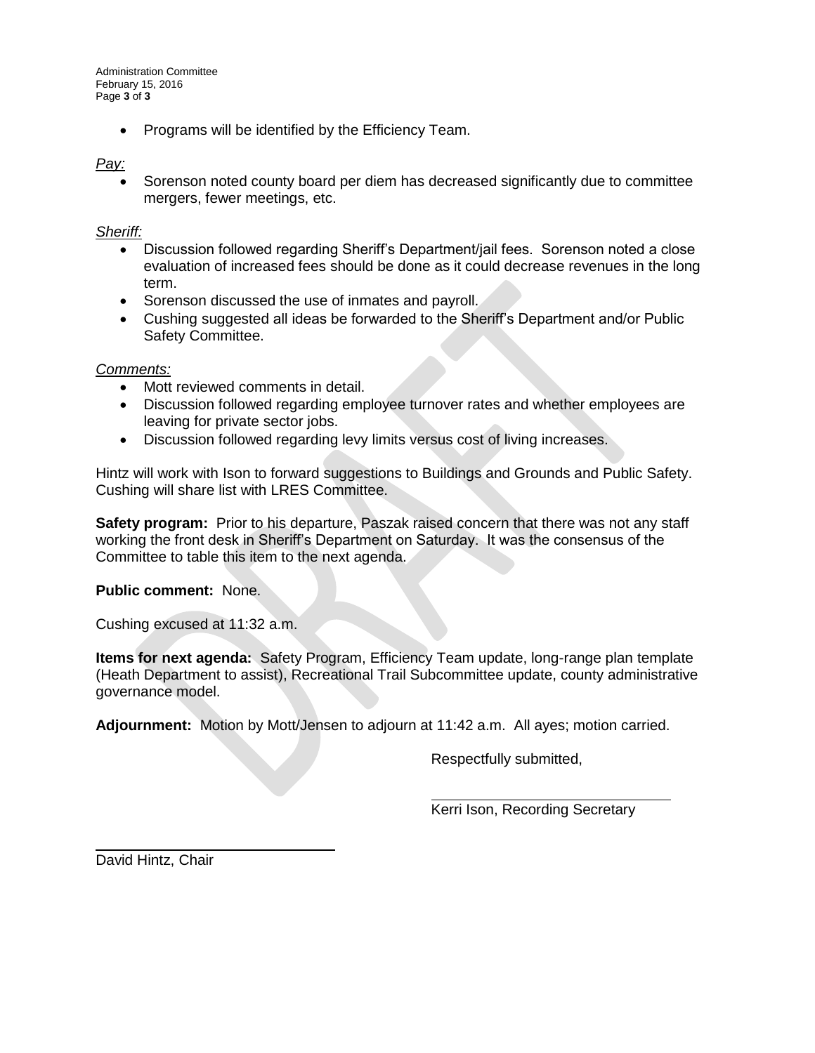- Programs will be identified by the Efficiency Team.

*Pay:*

- Sorenson noted county board per diem has decreased significantly due to committee mergers, fewer meetings, etc.

*Sheriff:*

- Discussion followed regarding Sheriff's Department/jail fees. Sorenson noted a close evaluation of increased fees should be done as it could decrease revenues in the long term.
- Sorenson discussed the use of inmates and payroll.
- Cushing suggested all ideas be forwarded to the Sheriff's Department and/or Public Safety Committee.

*Comments:*

- Mott reviewed comments in detail.
- Discussion followed regarding employee turnover rates and whether employees are leaving for private sector jobs.
- Discussion followed regarding levy limits versus cost of living increases.

Hintz will work with Ison to forward suggestions to Buildings and Grounds and Public Safety. Cushing will share list with LRES Committee.

**Safety program:** Prior to his departure, Paszak raised concern that there was not any staff working the front desk in Sheriff's Department on Saturday. It was the consensus of the Committee to table this item to the next agenda.

**Public comment:** None.

Cushing excused at 11:32 a.m.

**Items for next agenda:** Safety Program, Efficiency Team update, long-range plan template (Heath Department to assist), Recreational Trail Subcommittee update, county administrative governance model.

**Adjournment:** Motion by Mott/Jensen to adjourn at 11:42 a.m. All ayes; motion carried.

Respectfully submitted,

Kerri Ison, Recording Secretary

David Hintz, Chair